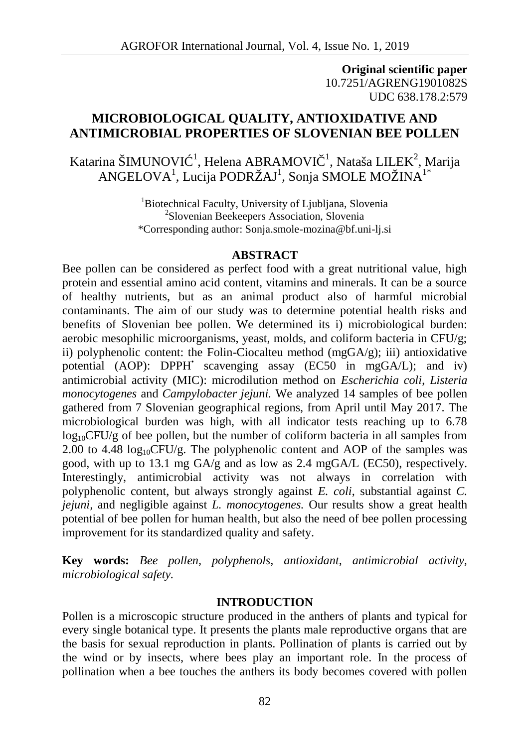**Original scientific paper**
10.7251/AGRENG1901082S
UDC 638.178.2:579

# MICROBIOLOGICAL QUALITY, ANTIOXIDATIVE AND ANTIMICROBIAL PROPERTIES OF SLOVENIAN BEE POLLEN

Katarina ŠIMUNOVIĆ[1], Helena ABRAMOVIČ[1], Nataša LILEK[2], Marija ANGELOVA[1], Lucija PODRŽAJ[1], Sonja SMOLE MOŽINA[1*]

[1]Biotechnical Faculty, University of Ljubljana, Slovenia
[2]Slovenian Beekeepers Association, Slovenia
*Corresponding author: Sonja.smole-mozina@bf.uni-lj.si

## ABSTRACT

Bee pollen can be considered as perfect food with a great nutritional value, high protein and essential amino acid content, vitamins and minerals. It can be a source of healthy nutrients, but as an animal product also of harmful microbial contaminants. The aim of our study was to determine potential health risks and benefits of Slovenian bee pollen. We determined its i) microbiological burden: aerobic mesophilic microorganisms, yeast, molds, and coliform bacteria in CFU/g; ii) polyphenolic content: the Folin-Ciocalteu method (mgGA/g); iii) antioxidative potential (AOP): DPPH$^{\bullet}$ scavenging assay (EC50 in mgGA/L); and iv) antimicrobial activity (MIC): microdilution method on *Escherichia coli*, *Listeria monocytogenes* and *Campylobacter jejuni.* We analyzed 14 samples of bee pollen gathered from 7 Slovenian geographical regions, from April until May 2017. The microbiological burden was high, with all indicator tests reaching up to 6.78 $\log_{10}$CFU/g of bee pollen, but the number of coliform bacteria in all samples from 2.00 to 4.48 $\log_{10}$CFU/g. The polyphenolic content and AOP of the samples was good, with up to 13.1 mg GA/g and as low as 2.4 mgGA/L (EC50), respectively. Interestingly, antimicrobial activity was not always in correlation with polyphenolic content, but always strongly against *E. coli*, substantial against *C. jejuni*, and negligible against *L. monocytogenes.* Our results show a great health potential of bee pollen for human health, but also the need of bee pollen processing improvement for its standardized quality and safety.

**Key words:** *Bee pollen, polyphenols, antioxidant, antimicrobial activity, microbiological safety.*

## INTRODUCTION

Pollen is a microscopic structure produced in the anthers of plants and typical for every single botanical type. It presents the plants male reproductive organs that are the basis for sexual reproduction in plants. Pollination of plants is carried out by the wind or by insects, where bees play an important role. In the process of pollination when a bee touches the anthers its body becomes covered with pollen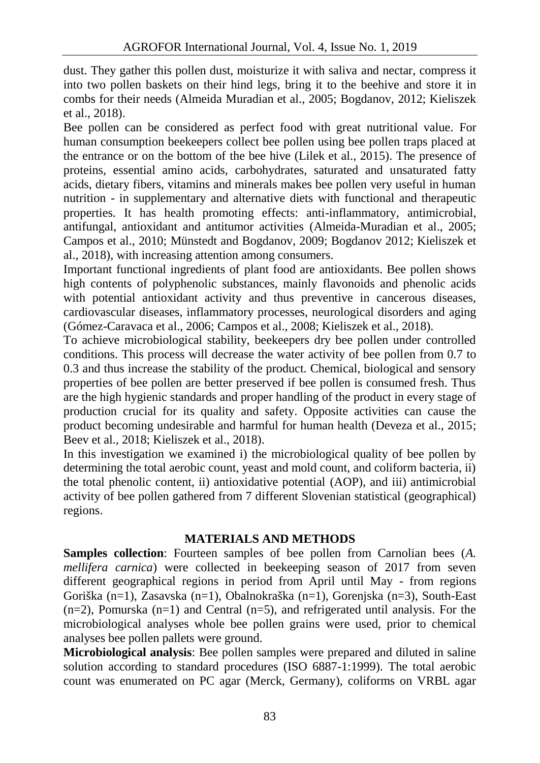dust. They gather this pollen dust, moisturize it with saliva and nectar, compress it into two pollen baskets on their hind legs, bring it to the beehive and store it in combs for their needs (Almeida Muradian et al., 2005; Bogdanov, 2012; Kieliszek et al., 2018).

Bee pollen can be considered as perfect food with great nutritional value. For human consumption beekeepers collect bee pollen using bee pollen traps placed at the entrance or on the bottom of the bee hive (Lilek et al., 2015). The presence of proteins, essential amino acids, carbohydrates, saturated and unsaturated fatty acids, dietary fibers, vitamins and minerals makes bee pollen very useful in human nutrition - in supplementary and alternative diets with functional and therapeutic properties. It has health promoting effects: anti-inflammatory, antimicrobial, antifungal, antioxidant and antitumor activities (Almeida-Muradian et al., 2005; Campos et al., 2010; Münstedt and Bogdanov, 2009; Bogdanov 2012; Kieliszek et al., 2018), with increasing attention among consumers.

Important functional ingredients of plant food are antioxidants. Bee pollen shows high contents of polyphenolic substances, mainly flavonoids and phenolic acids with potential antioxidant activity and thus preventive in cancerous diseases, cardiovascular diseases, inflammatory processes, neurological disorders and aging (Gómez-Caravaca et al., 2006; Campos et al., 2008; Kieliszek et al., 2018).

To achieve microbiological stability, beekeepers dry bee pollen under controlled conditions. This process will decrease the water activity of bee pollen from 0.7 to 0.3 and thus increase the stability of the product. Chemical, biological and sensory properties of bee pollen are better preserved if bee pollen is consumed fresh. Thus are the high hygienic standards and proper handling of the product in every stage of production crucial for its quality and safety. Opposite activities can cause the product becoming undesirable and harmful for human health (Deveza et al., 2015; Beev et al., 2018; Kieliszek et al., 2018).

In this investigation we examined i) the microbiological quality of bee pollen by determining the total aerobic count, yeast and mold count, and coliform bacteria, ii) the total phenolic content, ii) antioxidative potential (AOP), and iii) antimicrobial activity of bee pollen gathered from 7 different Slovenian statistical (geographical) regions.

## MATERIALS AND METHODS

**Samples collection**: Fourteen samples of bee pollen from Carnolian bees (*A. mellifera carnica*) were collected in beekeeping season of 2017 from seven different geographical regions in period from April until May - from regions Goriška (n=1), Zasavska (n=1), Obalnokraška (n=1), Gorenjska (n=3), South-East (n=2), Pomurska (n=1) and Central (n=5), and refrigerated until analysis. For the microbiological analyses whole bee pollen grains were used, prior to chemical analyses bee pollen pallets were ground.

**Microbiological analysis**: Bee pollen samples were prepared and diluted in saline solution according to standard procedures (ISO 6887-1:1999). The total aerobic count was enumerated on PC agar (Merck, Germany), coliforms on VRBL agar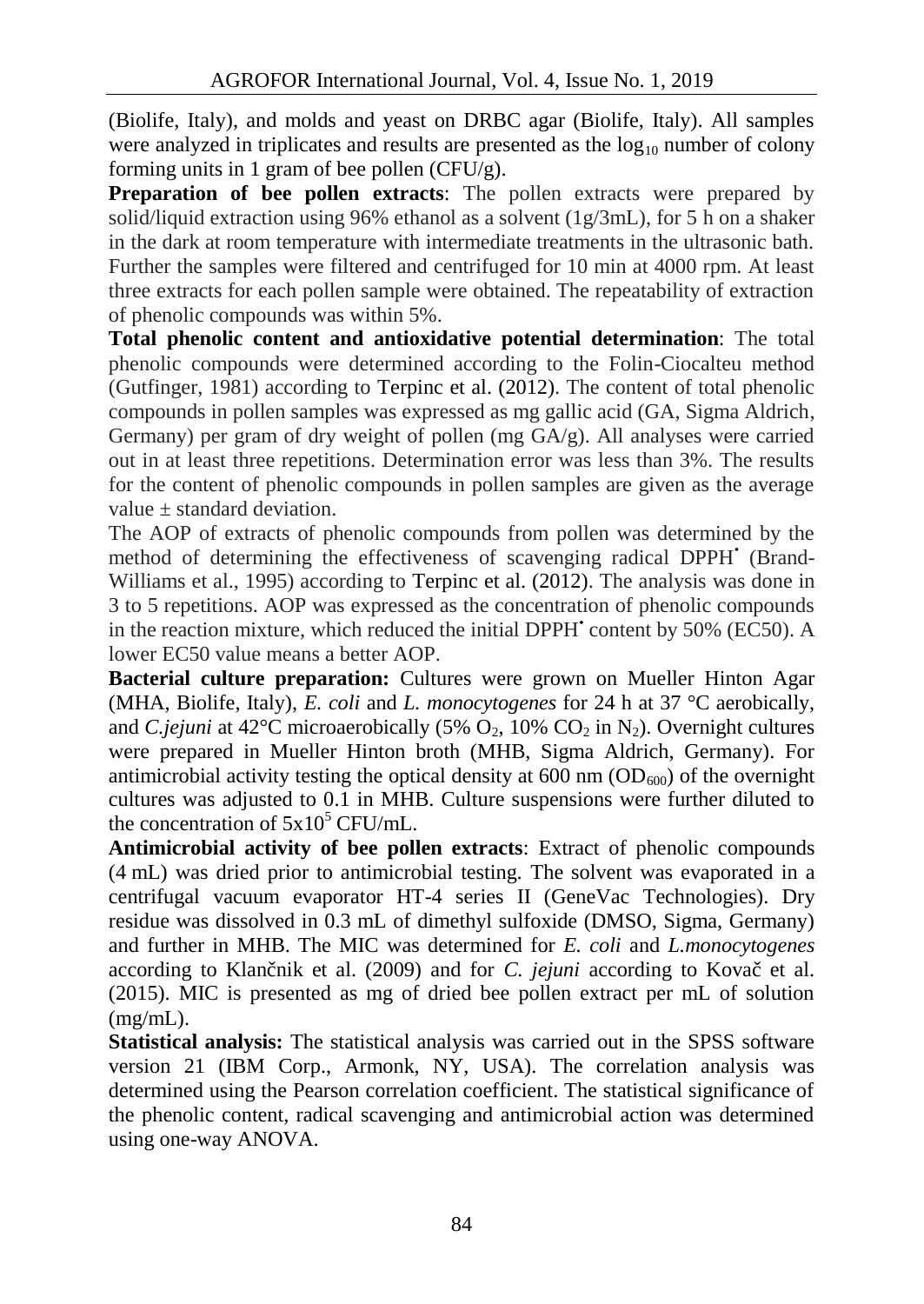(Biolife, Italy), and molds and yeast on DRBC agar (Biolife, Italy). All samples were analyzed in triplicates and results are presented as the $\log_{10}$ number of colony forming units in 1 gram of bee pollen (CFU/g).

**Preparation of bee pollen extracts**: The pollen extracts were prepared by solid/liquid extraction using 96% ethanol as a solvent (1g/3mL), for 5 h on a shaker in the dark at room temperature with intermediate treatments in the ultrasonic bath. Further the samples were filtered and centrifuged for 10 min at 4000 rpm. At least three extracts for each pollen sample were obtained. The repeatability of extraction of phenolic compounds was within 5%.

**Total phenolic content and antioxidative potential determination**: The total phenolic compounds were determined according to the Folin-Ciocalteu method (Gutfinger, 1981) according to Terpinc et al. (2012). The content of total phenolic compounds in pollen samples was expressed as mg gallic acid (GA, Sigma Aldrich, Germany) per gram of dry weight of pollen (mg GA/g). All analyses were carried out in at least three repetitions. Determination error was less than 3%. The results for the content of phenolic compounds in pollen samples are given as the average value ± standard deviation.

The AOP of extracts of phenolic compounds from pollen was determined by the method of determining the effectiveness of scavenging radical $DPPH^{\bullet}$ (Brand-Williams et al., 1995) according to Terpinc et al. (2012). The analysis was done in 3 to 5 repetitions. AOP was expressed as the concentration of phenolic compounds in the reaction mixture, which reduced the initial $DPPH^{\bullet}$ content by 50% (EC50). A lower EC50 value means a better AOP.

**Bacterial culture preparation:** Cultures were grown on Mueller Hinton Agar (MHA, Biolife, Italy), *E. coli* and *L. monocytogenes* for 24 h at 37 °C aerobically, and *C.jejuni* at 42°C microaerobically (5% $O_2$, 10% $CO_2$ in $N_2$). Overnight cultures were prepared in Mueller Hinton broth (MHB, Sigma Aldrich, Germany). For antimicrobial activity testing the optical density at 600 nm ($OD_{600}$) of the overnight cultures was adjusted to 0.1 in MHB. Culture suspensions were further diluted to the concentration of $5 \times 10^5$ CFU/mL.

**Antimicrobial activity of bee pollen extracts**: Extract of phenolic compounds (4 mL) was dried prior to antimicrobial testing. The solvent was evaporated in a centrifugal vacuum evaporator HT-4 series II (GeneVac Technologies). Dry residue was dissolved in 0.3 mL of dimethyl sulfoxide (DMSO, Sigma, Germany) and further in MHB. The MIC was determined for *E. coli* and *L.monocytogenes* according to Klančnik et al. (2009) and for *C. jejuni* according to Kovač et al. (2015). MIC is presented as mg of dried bee pollen extract per mL of solution (mg/mL).

**Statistical analysis:** The statistical analysis was carried out in the SPSS software version 21 (IBM Corp., Armonk, NY, USA). The correlation analysis was determined using the Pearson correlation coefficient. The statistical significance of the phenolic content, radical scavenging and antimicrobial action was determined using one-way ANOVA.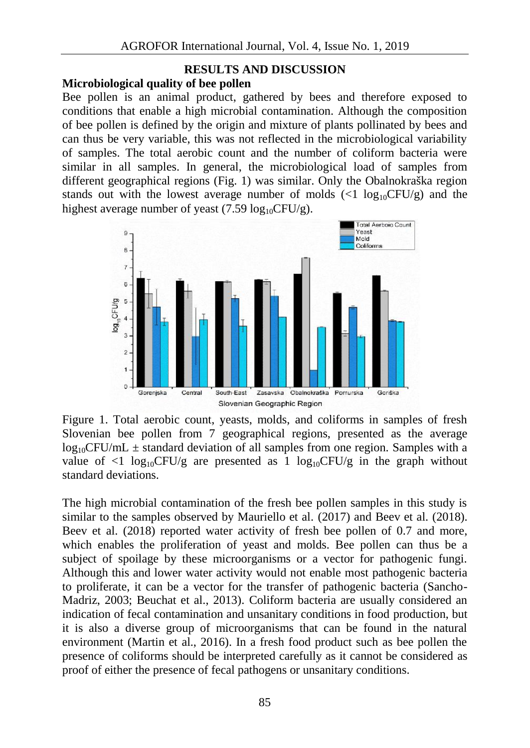## RESULTS AND DISCUSSION

### Microbiological quality of bee pollen

Bee pollen is an animal product, gathered by bees and therefore exposed to conditions that enable a high microbial contamination. Although the composition of bee pollen is defined by the origin and mixture of plants pollinated by bees and can thus be very variable, this was not reflected in the microbiological variability of samples. The total aerobic count and the number of coliform bacteria were similar in all samples. In general, the microbiological load of samples from different geographical regions (Fig. 1) was similar. Only the Obalnokraška region stands out with the lowest average number of molds ($<1$ $\log_{10}$CFU/g) and the highest average number of yeast (7.59 $\log_{10}$CFU/g).

Figure 1. Total aerobic count, yeasts, molds, and coliforms in samples of fresh Slovenian bee pollen from 7 geographical regions, presented as the average $\log_{10}$CFU/mL ± standard deviation of all samples from one region. Samples with a value of $<1$ $\log_{10}$CFU/g are presented as 1 $\log_{10}$CFU/g in the graph without standard deviations.

The high microbial contamination of the fresh bee pollen samples in this study is similar to the samples observed by Mauriello et al. (2017) and Beev et al. (2018). Beev et al. (2018) reported water activity of fresh bee pollen of 0.7 and more, which enables the proliferation of yeast and molds. Bee pollen can thus be a subject of spoilage by these microorganisms or a vector for pathogenic fungi. Although this and lower water activity would not enable most pathogenic bacteria to proliferate, it can be a vector for the transfer of pathogenic bacteria (Sancho-Madriz, 2003; Beuchat et al., 2013). Coliform bacteria are usually considered an indication of fecal contamination and unsanitary conditions in food production, but it is also a diverse group of microorganisms that can be found in the natural environment (Martin et al., 2016). In a fresh food product such as bee pollen the presence of coliforms should be interpreted carefully as it cannot be considered as proof of either the presence of fecal pathogens or unsanitary conditions.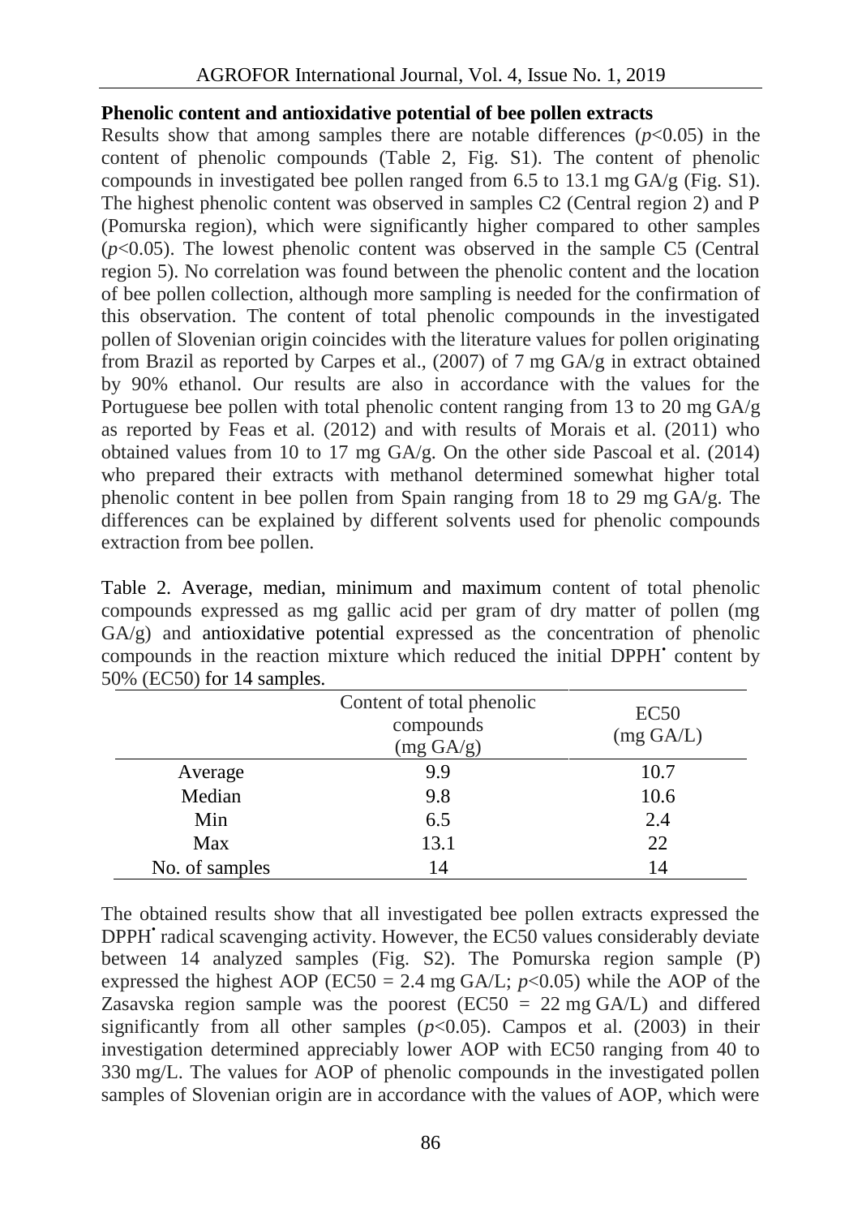**Phenolic content and antioxidative potential of bee pollen extracts**

Results show that among samples there are notable differences ($p<0.05$) in the content of phenolic compounds (Table 2, Fig. S1). The content of phenolic compounds in investigated bee pollen ranged from 6.5 to 13.1 mg GA/g (Fig. S1). The highest phenolic content was observed in samples C2 (Central region 2) and P (Pomurska region), which were significantly higher compared to other samples ($p<0.05$). The lowest phenolic content was observed in the sample C5 (Central region 5). No correlation was found between the phenolic content and the location of bee pollen collection, although more sampling is needed for the confirmation of this observation. The content of total phenolic compounds in the investigated pollen of Slovenian origin coincides with the literature values for pollen originating from Brazil as reported by Carpes et al., (2007) of 7 mg GA/g in extract obtained by 90% ethanol. Our results are also in accordance with the values for the Portuguese bee pollen with total phenolic content ranging from 13 to 20 mg GA/g as reported by Feas et al. (2012) and with results of Morais et al. (2011) who obtained values from 10 to 17 mg GA/g. On the other side Pascoal et al. (2014) who prepared their extracts with methanol determined somewhat higher total phenolic content in bee pollen from Spain ranging from 18 to 29 mg GA/g. The differences can be explained by different solvents used for phenolic compounds extraction from bee pollen.

Table 2. Average, median, minimum and maximum content of total phenolic compounds expressed as mg gallic acid per gram of dry matter of pollen (mg GA/g) and antioxidative potential expressed as the concentration of phenolic compounds in the reaction mixture which reduced the initial DPPH$^{•}$ content by 50% (EC50) for 14 samples.

| | Content of total phenolic compounds (mg GA/g) | EC50 (mg GA/L) |
|---|---|---|
| Average | 9.9 | 10.7 |
| Median | 9.8 | 10.6 |
| Min | 6.5 | 2.4 |
| Max | 13.1 | 22 |
| No. of samples | 14 | 14 |

The obtained results show that all investigated bee pollen extracts expressed the DPPH$^{•}$ radical scavenging activity. However, the EC50 values considerably deviate between 14 analyzed samples (Fig. S2). The Pomurska region sample (P) expressed the highest AOP (EC50 = 2.4 mg GA/L; $p<0.05$) while the AOP of the Zasavska region sample was the poorest (EC50 = 22 mg GA/L) and differed significantly from all other samples ($p<0.05$). Campos et al. (2003) in their investigation determined appreciably lower AOP with EC50 ranging from 40 to 330 mg/L. The values for AOP of phenolic compounds in the investigated pollen samples of Slovenian origin are in accordance with the values of AOP, which were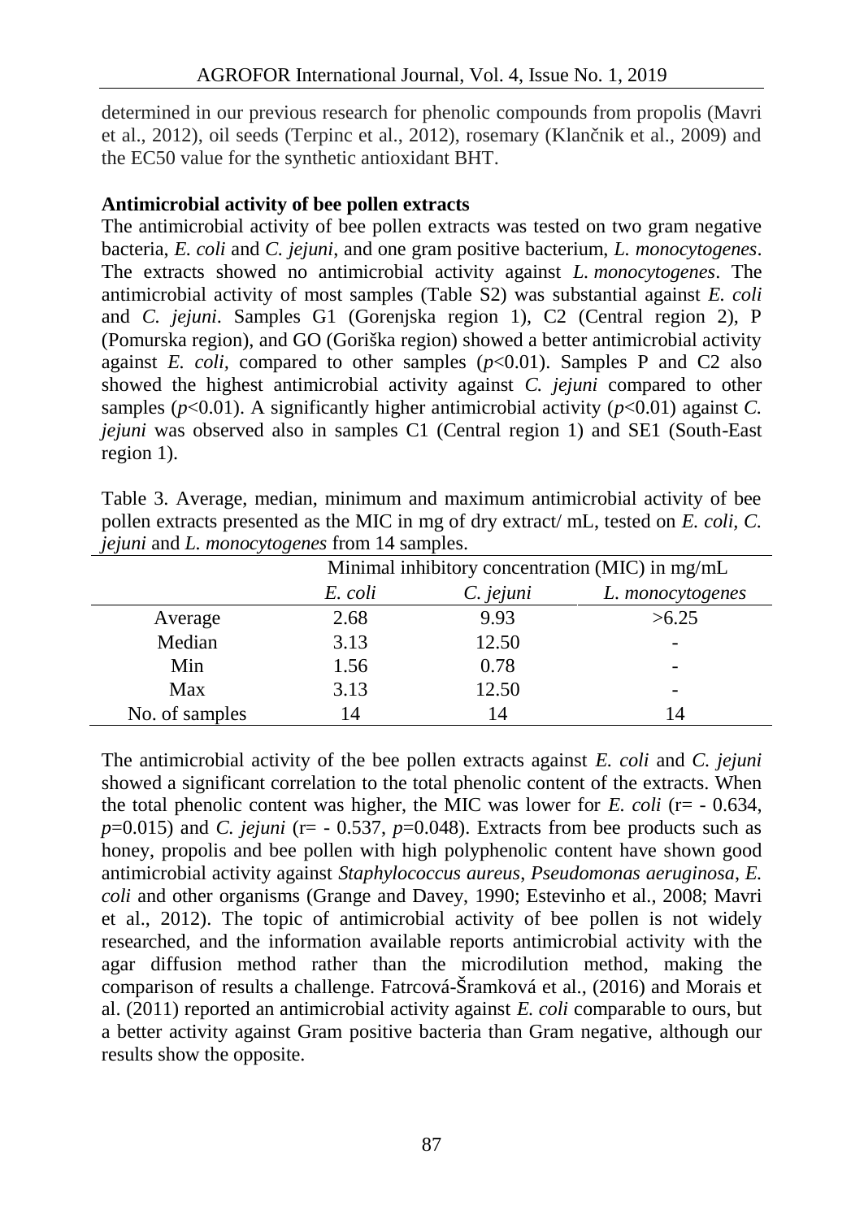determined in our previous research for phenolic compounds from propolis (Mavri et al., 2012), oil seeds (Terpinc et al., 2012), rosemary (Klančnik et al., 2009) and the EC50 value for the synthetic antioxidant BHT.

**Antimicrobial activity of bee pollen extracts**

The antimicrobial activity of bee pollen extracts was tested on two gram negative bacteria, *E. coli* and *C. jejuni*, and one gram positive bacterium, *L. monocytogenes*. The extracts showed no antimicrobial activity against *L. monocytogenes*. The antimicrobial activity of most samples (Table S2) was substantial against *E. coli* and *C. jejuni*. Samples G1 (Gorenjska region 1), C2 (Central region 2), P (Pomurska region), and GO (Goriška region) showed a better antimicrobial activity against *E. coli*, compared to other samples ($p<0.01$). Samples P and C2 also showed the highest antimicrobial activity against *C. jejuni* compared to other samples ($p<0.01$). A significantly higher antimicrobial activity ($p<0.01$) against *C. jejuni* was observed also in samples C1 (Central region 1) and SE1 (South-East region 1).

Table 3. Average, median, minimum and maximum antimicrobial activity of bee pollen extracts presented as the MIC in mg of dry extract/ mL, tested on *E. coli*, *C. jejuni* and *L. monocytogenes* from 14 samples.

| | Minimal inhibitory concentration (MIC) in mg/mL | | |
|---|---|---|---|
| | *E. coli* | *C. jejuni* | *L. monocytogenes* |
| Average | 2.68 | 9.93 | >6.25 |
| Median | 3.13 | 12.50 | - |
| Min | 1.56 | 0.78 | - |
| Max | 3.13 | 12.50 | - |
| No. of samples | 14 | 14 | 14 |

The antimicrobial activity of the bee pollen extracts against *E. coli* and *C. jejuni* showed a significant correlation to the total phenolic content of the extracts. When the total phenolic content was higher, the MIC was lower for *E. coli* ($r = -0.634$, $p=0.015$) and *C. jejuni* ($r = -0.537$, $p=0.048$). Extracts from bee products such as honey, propolis and bee pollen with high polyphenolic content have shown good antimicrobial activity against *Staphylococcus aureus*, *Pseudomonas aeruginosa*, *E. coli* and other organisms (Grange and Davey, 1990; Estevinho et al., 2008; Mavri et al., 2012). The topic of antimicrobial activity of bee pollen is not widely researched, and the information available reports antimicrobial activity with the agar diffusion method rather than the microdilution method, making the comparison of results a challenge. Fatrcová-Šramková et al., (2016) and Morais et al. (2011) reported an antimicrobial activity against *E. coli* comparable to ours, but a better activity against Gram positive bacteria than Gram negative, although our results show the opposite.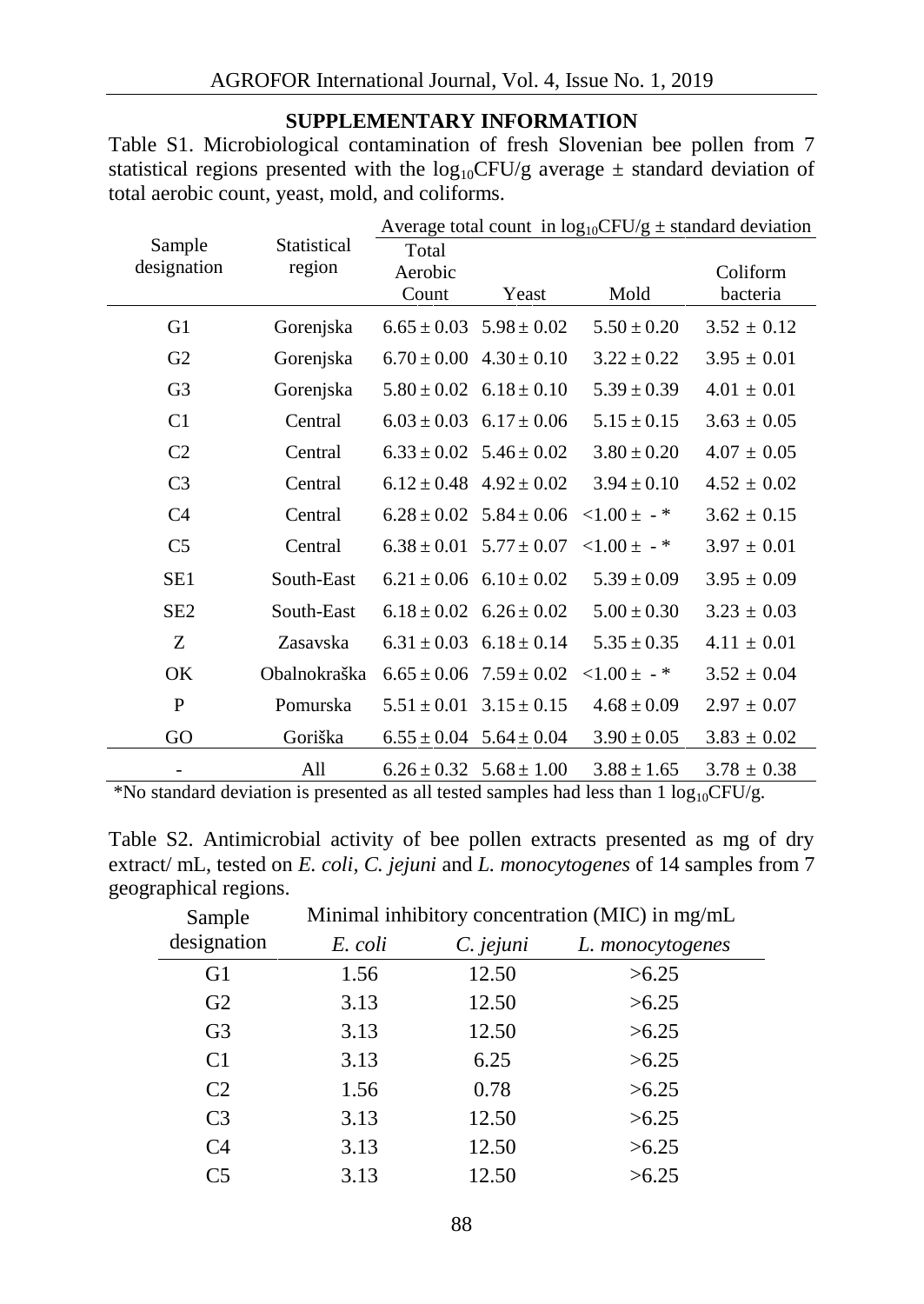## SUPPLEMENTARY INFORMATION

Table S1. Microbiological contamination of fresh Slovenian bee pollen from 7 statistical regions presented with the $\log_{10}$CFU/g average ± standard deviation of total aerobic count, yeast, mold, and coliforms.

| Sample designation | Statistical region | Average total count in $\log_{10}$CFU/g ± standard deviation | | | |
|---|---|---|---|---|---|
| | | Total Aerobic Count | Yeast | Mold | Coliform bacteria |
| G1 | Gorenjska | 6.65 ± 0.03 | 5.98 ± 0.02 | 5.50 ± 0.20 | 3.52 ± 0.12 |
| G2 | Gorenjska | 6.70 ± 0.00 | 4.30 ± 0.10 | 3.22 ± 0.22 | 3.95 ± 0.01 |
| G3 | Gorenjska | 5.80 ± 0.02 | 6.18 ± 0.10 | 5.39 ± 0.39 | 4.01 ± 0.01 |
| C1 | Central | 6.03 ± 0.03 | 6.17 ± 0.06 | 5.15 ± 0.15 | 3.63 ± 0.05 |
| C2 | Central | 6.33 ± 0.02 | 5.46 ± 0.02 | 3.80 ± 0.20 | 4.07 ± 0.05 |
| C3 | Central | 6.12 ± 0.48 | 4.92 ± 0.02 | 3.94 ± 0.10 | 4.52 ± 0.02 |
| C4 | Central | 6.28 ± 0.02 | 5.84 ± 0.06 | <1.00 ± - * | 3.62 ± 0.15 |
| C5 | Central | 6.38 ± 0.01 | 5.77 ± 0.07 | <1.00 ± - * | 3.97 ± 0.01 |
| SE1 | South-East | 6.21 ± 0.06 | 6.10 ± 0.02 | 5.39 ± 0.09 | 3.95 ± 0.09 |
| SE2 | South-East | 6.18 ± 0.02 | 6.26 ± 0.02 | 5.00 ± 0.30 | 3.23 ± 0.03 |
| Z | Zasavska | 6.31 ± 0.03 | 6.18 ± 0.14 | 5.35 ± 0.35 | 4.11 ± 0.01 |
| OK | Obalnokraška | 6.65 ± 0.06 | 7.59 ± 0.02 | <1.00 ± - * | 3.52 ± 0.04 |
| P | Pomurska | 5.51 ± 0.01 | 3.15 ± 0.15 | 4.68 ± 0.09 | 2.97 ± 0.07 |
| GO | Goriška | 6.55 ± 0.04 | 5.64 ± 0.04 | 3.90 ± 0.05 | 3.83 ± 0.02 |
| - | All | 6.26 ± 0.32 | 5.68 ± 1.00 | 3.88 ± 1.65 | 3.78 ± 0.38 |

*No standard deviation is presented as all tested samples had less than 1 $\log_{10}$CFU/g.

Table S2. Antimicrobial activity of bee pollen extracts presented as mg of dry extract/ mL, tested on *E. coli*, *C. jejuni* and *L. monocytogenes* of 14 samples from 7 geographical regions.

| Sample designation | Minimal inhibitory concentration (MIC) in mg/mL | | |
|---|---|---|---|
| | *E. coli* | *C. jejuni* | *L. monocytogenes* |
| G1 | 1.56 | 12.50 | >6.25 |
| G2 | 3.13 | 12.50 | >6.25 |
| G3 | 3.13 | 12.50 | >6.25 |
| C1 | 3.13 | 6.25 | >6.25 |
| C2 | 1.56 | 0.78 | >6.25 |
| C3 | 3.13 | 12.50 | >6.25 |
| C4 | 3.13 | 12.50 | >6.25 |
| C5 | 3.13 | 12.50 | >6.25 |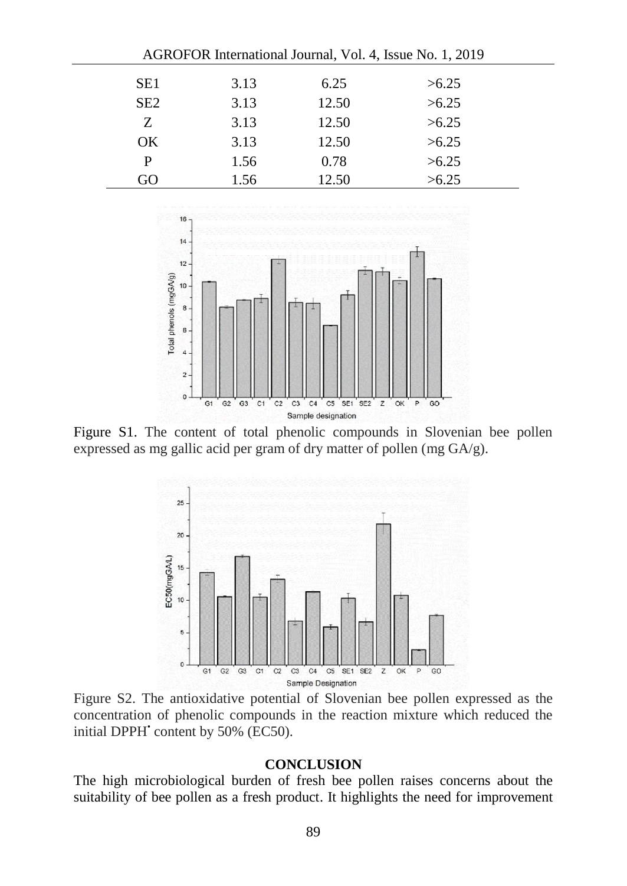| | | | |
|---|---|---|---|
| SE1 | 3.13 | 6.25 | >6.25 |
| SE2 | 3.13 | 12.50 | >6.25 |
| Z | 3.13 | 12.50 | >6.25 |
| OK | 3.13 | 12.50 | >6.25 |
| P | 1.56 | 0.78 | >6.25 |
| GO | 1.56 | 12.50 | >6.25 |

Figure S1. The content of total phenolic compounds in Slovenian bee pollen expressed as mg gallic acid per gram of dry matter of pollen (mg GA/g).

Figure S2. The antioxidative potential of Slovenian bee pollen expressed as the concentration of phenolic compounds in the reaction mixture which reduced the initial DPPH$^{\bullet}$ content by 50% (EC50).

## CONCLUSION

The high microbiological burden of fresh bee pollen raises concerns about the suitability of bee pollen as a fresh product. It highlights the need for improvement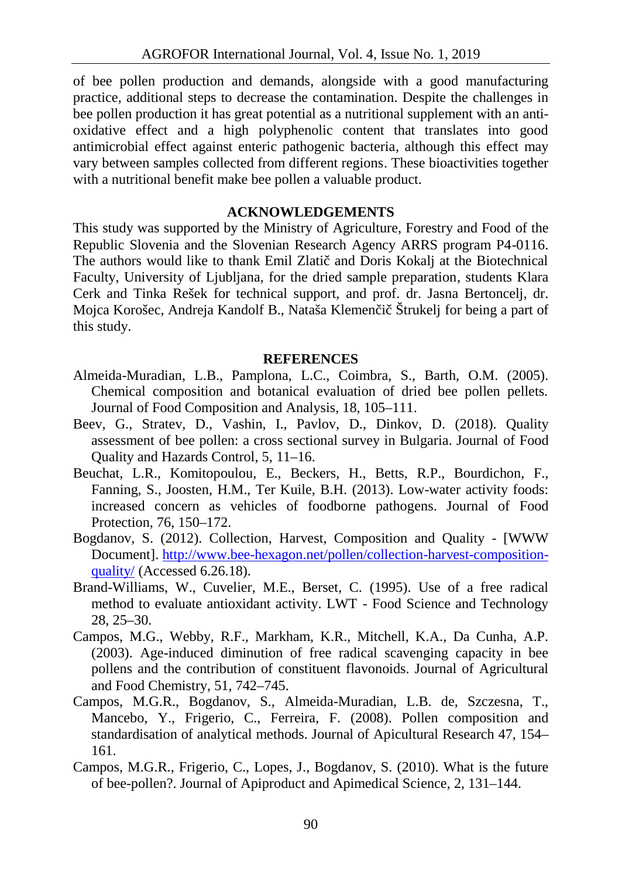of bee pollen production and demands, alongside with a good manufacturing practice, additional steps to decrease the contamination. Despite the challenges in bee pollen production it has great potential as a nutritional supplement with an anti-oxidative effect and a high polyphenolic content that translates into good antimicrobial effect against enteric pathogenic bacteria, although this effect may vary between samples collected from different regions. These bioactivities together with a nutritional benefit make bee pollen a valuable product.

## ACKNOWLEDGEMENTS

This study was supported by the Ministry of Agriculture, Forestry and Food of the Republic Slovenia and the Slovenian Research Agency ARRS program P4-0116. The authors would like to thank Emil Zlatič and Doris Kokalj at the Biotechnical Faculty, University of Ljubljana, for the dried sample preparation, students Klara Cerk and Tinka Rešek for technical support, and prof. dr. Jasna Bertoncelj, dr. Mojca Korošec, Andreja Kandolf B., Nataša Klemenčič Štrukelj for being a part of this study.

## REFERENCES

Almeida-Muradian, L.B., Pamplona, L.C., Coimbra, S., Barth, O.M. (2005). Chemical composition and botanical evaluation of dried bee pollen pellets. Journal of Food Composition and Analysis, 18, 105–111.

Beev, G., Stratev, D., Vashin, I., Pavlov, D., Dinkov, D. (2018). Quality assessment of bee pollen: a cross sectional survey in Bulgaria. Journal of Food Quality and Hazards Control, 5, 11–16.

Beuchat, L.R., Komitopoulou, E., Beckers, H., Betts, R.P., Bourdichon, F., Fanning, S., Joosten, H.M., Ter Kuile, B.H. (2013). Low-water activity foods: increased concern as vehicles of foodborne pathogens. Journal of Food Protection, 76, 150–172.

Bogdanov, S. (2012). Collection, Harvest, Composition and Quality - [WWW Document]. http://www.bee-hexagon.net/pollen/collection-harvest-composition-quality/ (Accessed 6.26.18).

Brand-Williams, W., Cuvelier, M.E., Berset, C. (1995). Use of a free radical method to evaluate antioxidant activity. LWT - Food Science and Technology 28, 25–30.

Campos, M.G., Webby, R.F., Markham, K.R., Mitchell, K.A., Da Cunha, A.P. (2003). Age-induced diminution of free radical scavenging capacity in bee pollens and the contribution of constituent flavonoids. Journal of Agricultural and Food Chemistry, 51, 742–745.

Campos, M.G.R., Bogdanov, S., Almeida-Muradian, L.B. de, Szczesna, T., Mancebo, Y., Frigerio, C., Ferreira, F. (2008). Pollen composition and standardisation of analytical methods. Journal of Apicultural Research 47, 154–161.

Campos, M.G.R., Frigerio, C., Lopes, J., Bogdanov, S. (2010). What is the future of bee-pollen?. Journal of Apiproduct and Apimedical Science, 2, 131–144.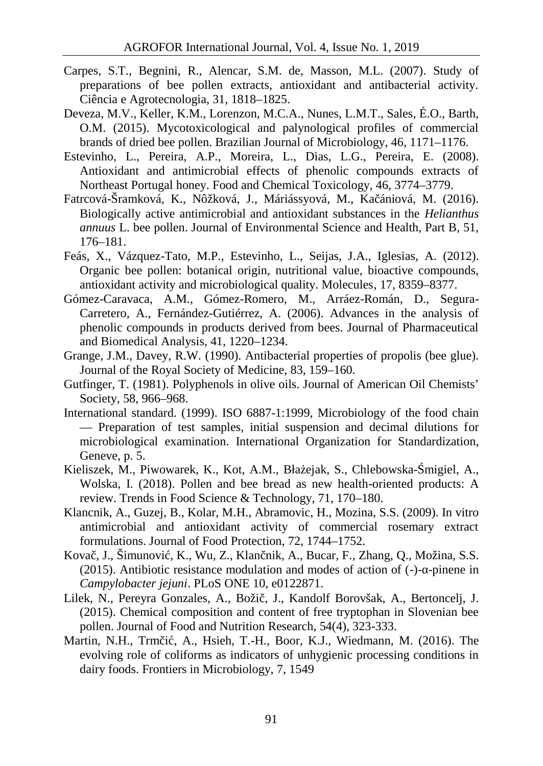Carpes, S.T., Begnini, R., Alencar, S.M. de, Masson, M.L. (2007). Study of preparations of bee pollen extracts, antioxidant and antibacterial activity. Ciência e Agrotecnologia, 31, 1818–1825.

Deveza, M.V., Keller, K.M., Lorenzon, M.C.A., Nunes, L.M.T., Sales, É.O., Barth, O.M. (2015). Mycotoxicological and palynological profiles of commercial brands of dried bee pollen. Brazilian Journal of Microbiology, 46, 1171–1176.

Estevinho, L., Pereira, A.P., Moreira, L., Dias, L.G., Pereira, E. (2008). Antioxidant and antimicrobial effects of phenolic compounds extracts of Northeast Portugal honey. Food and Chemical Toxicology, 46, 3774–3779.

Fatrcová-Šramková, K., Nôžková, J., Máriássyová, M., Kačániová, M. (2016). Biologically active antimicrobial and antioxidant substances in the *Helianthus annuus* L. bee pollen. Journal of Environmental Science and Health, Part B, 51, 176–181.

Feás, X., Vázquez-Tato, M.P., Estevinho, L., Seijas, J.A., Iglesias, A. (2012). Organic bee pollen: botanical origin, nutritional value, bioactive compounds, antioxidant activity and microbiological quality. Molecules, 17, 8359–8377.

Gómez-Caravaca, A.M., Gómez-Romero, M., Arráez-Román, D., Segura-Carretero, A., Fernández-Gutiérrez, A. (2006). Advances in the analysis of phenolic compounds in products derived from bees. Journal of Pharmaceutical and Biomedical Analysis, 41, 1220–1234.

Grange, J.M., Davey, R.W. (1990). Antibacterial properties of propolis (bee glue). Journal of the Royal Society of Medicine, 83, 159–160.

Gutfinger, T. (1981). Polyphenols in olive oils. Journal of American Oil Chemists' Society, 58, 966–968.

International standard. (1999). ISO 6887-1:1999, Microbiology of the food chain — Preparation of test samples, initial suspension and decimal dilutions for microbiological examination. International Organization for Standardization, Geneve, p. 5.

Kieliszek, M., Piwowarek, K., Kot, A.M., Błażejak, S., Chlebowska-Śmigiel, A., Wolska, I. (2018). Pollen and bee bread as new health-oriented products: A review. Trends in Food Science & Technology, 71, 170–180.

Klancnik, A., Guzej, B., Kolar, M.H., Abramovic, H., Mozina, S.S. (2009). In vitro antimicrobial and antioxidant activity of commercial rosemary extract formulations. Journal of Food Protection, 72, 1744–1752.

Kovač, J., Šimunović, K., Wu, Z., Klančnik, A., Bucar, F., Zhang, Q., Možina, S.S. (2015). Antibiotic resistance modulation and modes of action of (-)-α-pinene in *Campylobacter jejuni*. PLoS ONE 10, e0122871.

Lilek, N., Pereyra Gonzales, A., Božič, J., Kandolf Borovšak, A., Bertoncelj, J. (2015). Chemical composition and content of free tryptophan in Slovenian bee pollen. Journal of Food and Nutrition Research, 54(4), 323-333.

Martin, N.H., Trmčić, A., Hsieh, T.-H., Boor, K.J., Wiedmann, M. (2016). The evolving role of coliforms as indicators of unhygienic processing conditions in dairy foods. Frontiers in Microbiology, 7, 1549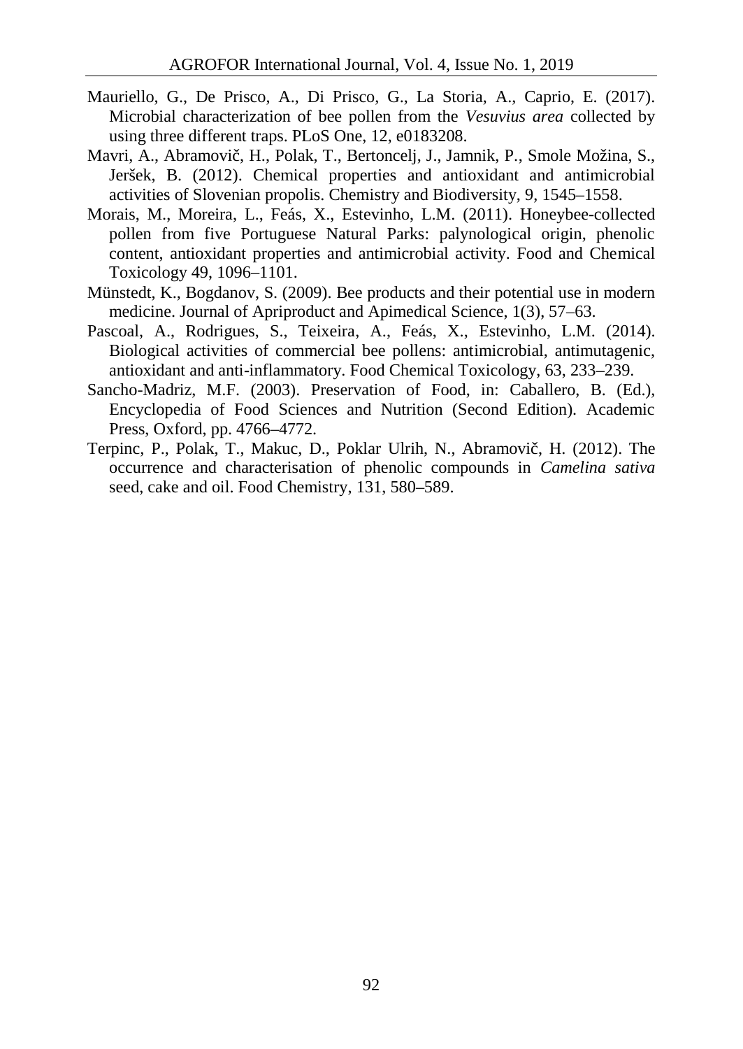Mauriello, G., De Prisco, A., Di Prisco, G., La Storia, A., Caprio, E. (2017). Microbial characterization of bee pollen from the *Vesuvius area* collected by using three different traps. PLoS One, 12, e0183208.

Mavri, A., Abramovič, H., Polak, T., Bertoncelj, J., Jamnik, P., Smole Možina, S., Jeršek, B. (2012). Chemical properties and antioxidant and antimicrobial activities of Slovenian propolis. Chemistry and Biodiversity, 9, 1545–1558.

Morais, M., Moreira, L., Feás, X., Estevinho, L.M. (2011). Honeybee-collected pollen from five Portuguese Natural Parks: palynological origin, phenolic content, antioxidant properties and antimicrobial activity. Food and Chemical Toxicology 49, 1096–1101.

Münstedt, K., Bogdanov, S. (2009). Bee products and their potential use in modern medicine. Journal of Apriproduct and Apimedical Science, 1(3), 57–63.

Pascoal, A., Rodrigues, S., Teixeira, A., Feás, X., Estevinho, L.M. (2014). Biological activities of commercial bee pollens: antimicrobial, antimutagenic, antioxidant and anti-inflammatory. Food Chemical Toxicology, 63, 233–239.

Sancho-Madriz, M.F. (2003). Preservation of Food, in: Caballero, B. (Ed.), Encyclopedia of Food Sciences and Nutrition (Second Edition). Academic Press, Oxford, pp. 4766–4772.

Terpinc, P., Polak, T., Makuc, D., Poklar Ulrih, N., Abramovič, H. (2012). The occurrence and characterisation of phenolic compounds in *Camelina sativa* seed, cake and oil. Food Chemistry, 131, 580–589.